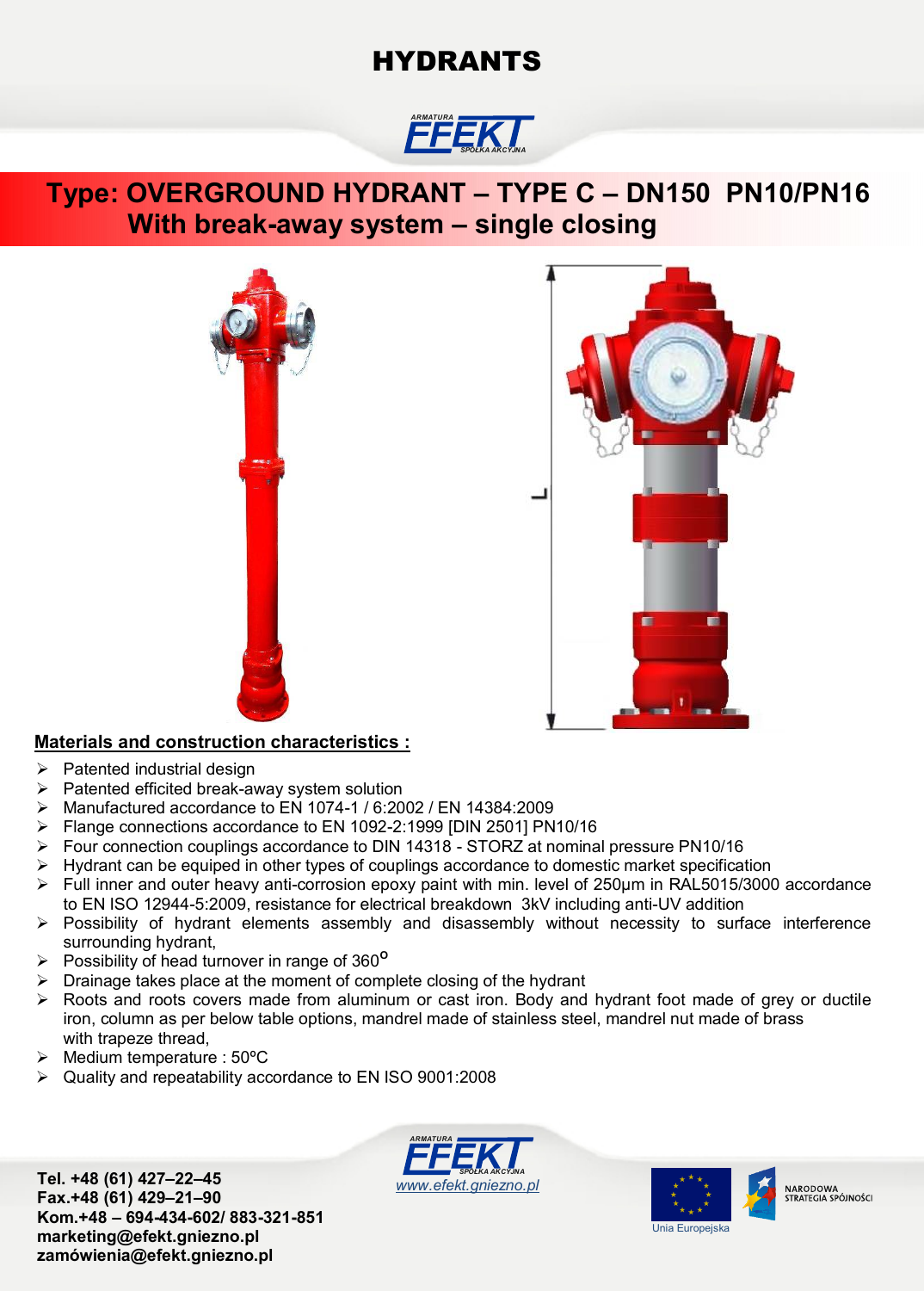# HYDRANTS

## Type: OVERGROUND HYDRANT – TYPE C – DN150 PN10/PN16
## With break-away system – single closing

**Materials and construction characteristics :**

- Patented industrial design
- Patented efficited break-away system solution
- Manufactured accordance to EN 1074-1 / 6:2002 / EN 14384:2009
- Flange connections accordance to EN 1092-2:1999 [DIN 2501] PN10/16
- Four connection couplings accordance to DIN 14318 - STORZ at nominal pressure PN10/16
- Hydrant can be equiped in other types of couplings accordance to domestic market specification
- Full inner and outer heavy anti-corrosion epoxy paint with min. level of 250µm in RAL5015/3000 accordance to EN ISO 12944-5:2009, resistance for electrical breakdown 3kV including anti-UV addition
- Possibility of hydrant elements assembly and disassembly without necessity to surface interference surrounding hydrant,
- Possibility of head turnover in range of 360$^{o}$
- Drainage takes place at the moment of complete closing of the hydrant
- Roots and roots covers made from aluminum or cast iron. Body and hydrant foot made of grey or ductile iron, column as per below table options, mandrel made of stainless steel, mandrel nut made of brass with trapeze thread,
- Medium temperature : 50ºC
- Quality and repeatability accordance to EN ISO 9001:2008

www.efekt.gniezno.pl

**Tel. +48 (61) 427–22–45**
**Fax.+48 (61) 429–21–90**
**Kom.+48 – 694-434-602/ 883-321-851**
**marketing@efekt.gniezno.pl**
**zamówienia@efekt.gniezno.pl**

Unia Europejska

NARODOWA STRATEGIA SPÓJNOŚCI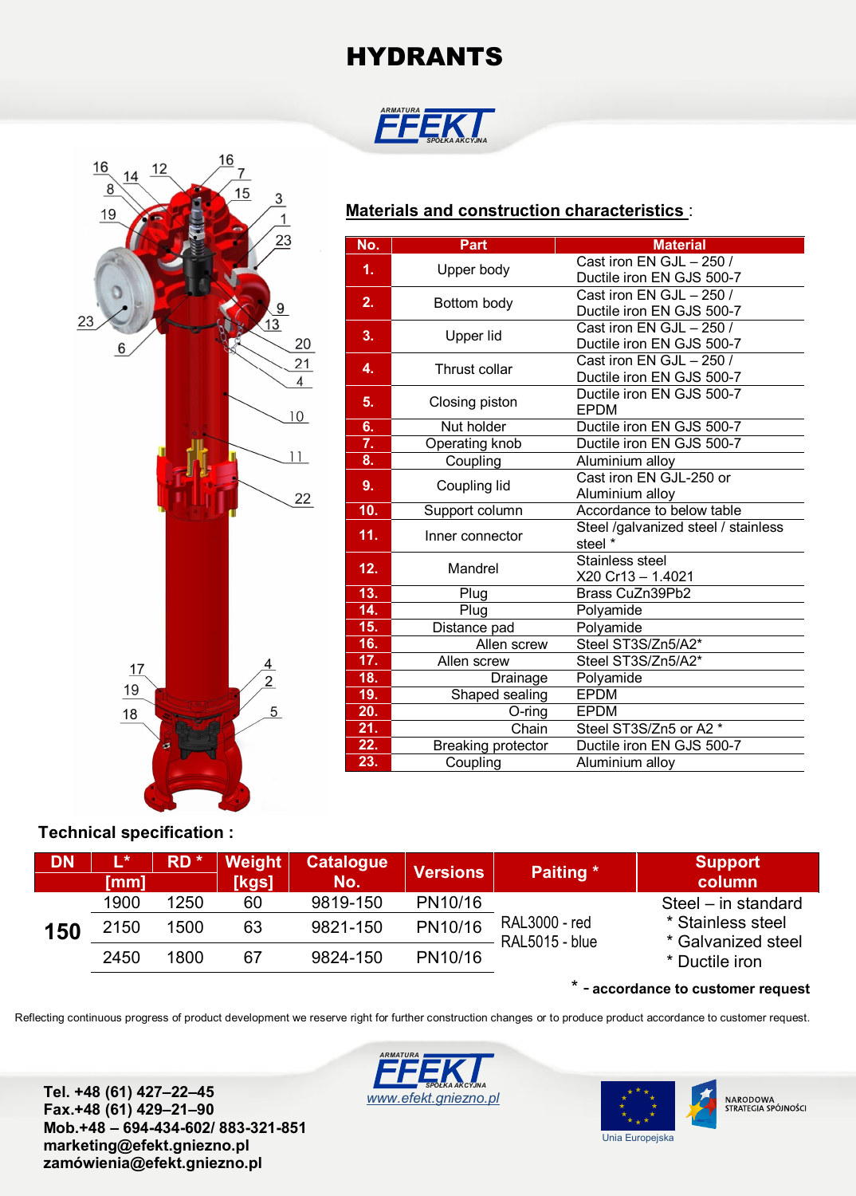# HYDRANTS

EFEKT ARMATURA SPÓŁKA AKCYJNA

## Materials and construction characteristics :

| No. | Part | Material |
|---|---|---|
| 1. | Upper body | Cast iron EN GJL – 250 / Ductile iron EN GJS 500-7 |
| 2. | Bottom body | Cast iron EN GJL – 250 / Ductile iron EN GJS 500-7 |
| 3. | Upper lid | Cast iron EN GJL – 250 / Ductile iron EN GJS 500-7 |
| 4. | Thrust collar | Cast iron EN GJL – 250 / Ductile iron EN GJS 500-7 |
| 5. | Closing piston | Ductile iron EN GJS 500-7 EPDM |
| 6. | Nut holder | Ductile iron EN GJS 500-7 |
| 7. | Operating knob | Ductile iron EN GJS 500-7 |
| 8. | Coupling | Aluminium alloy |
| 9. | Coupling lid | Cast iron EN GJL-250 or Aluminium alloy |
| 10. | Support column | Accordance to below table |
| 11. | Inner connector | Steel /galvanized steel / stainless steel * |
| 12. | Mandrel | Stainless steel X20 Cr13 – 1.4021 |
| 13. | Plug | Brass CuZn39Pb2 |
| 14. | Plug | Polyamide |
| 15. | Distance pad | Polyamide |
| 16. | Allen screw | Steel ST3S/Zn5/A2* |
| 17. | Allen screw | Steel ST3S/Zn5/A2* |
| 18. | Drainage | Polyamide |
| 19. | Shaped sealing | EPDM |
| 20. | O-ring | EPDM |
| 21. | Chain | Steel ST3S/Zn5 or A2 * |
| 22. | Breaking protector | Ductile iron EN GJS 500-7 |
| 23. | Coupling | Aluminium alloy |

## Technical specification :

| DN | L* [mm] | RD * | Weight [kgs] | Catalogue No. | Versions | Paiting * | Support column |
|---|---|---|---|---|---|---|---|
| 150 | 1900 | 1250 | 60 | 9819-150 | PN10/16 | RAL3000 - red<br>RAL5015 - blue | Steel – in standard<br>* Stainless steel<br>* Galvanized steel<br>* Ductile iron |
| | 2150 | 1500 | 63 | 9821-150 | PN10/16 | | |
| | 2450 | 1800 | 67 | 9824-150 | PN10/16 | | |

**\* - accordance to customer request**

Reflecting continuous progress of product development we reserve right for further construction changes or to produce product accordance to customer request.

**Tel. +48 (61) 427–22–45**
**Fax.+48 (61) 429–21–90**
**Mob.+48 – 694-434-602/ 883-321-851**
**marketing@efekt.gniezno.pl**
**zamówienia@efekt.gniezno.pl**

www.efekt.gniezno.pl

Unia Europejska

NARODOWA STRATEGIA SPÓJNOŚCI